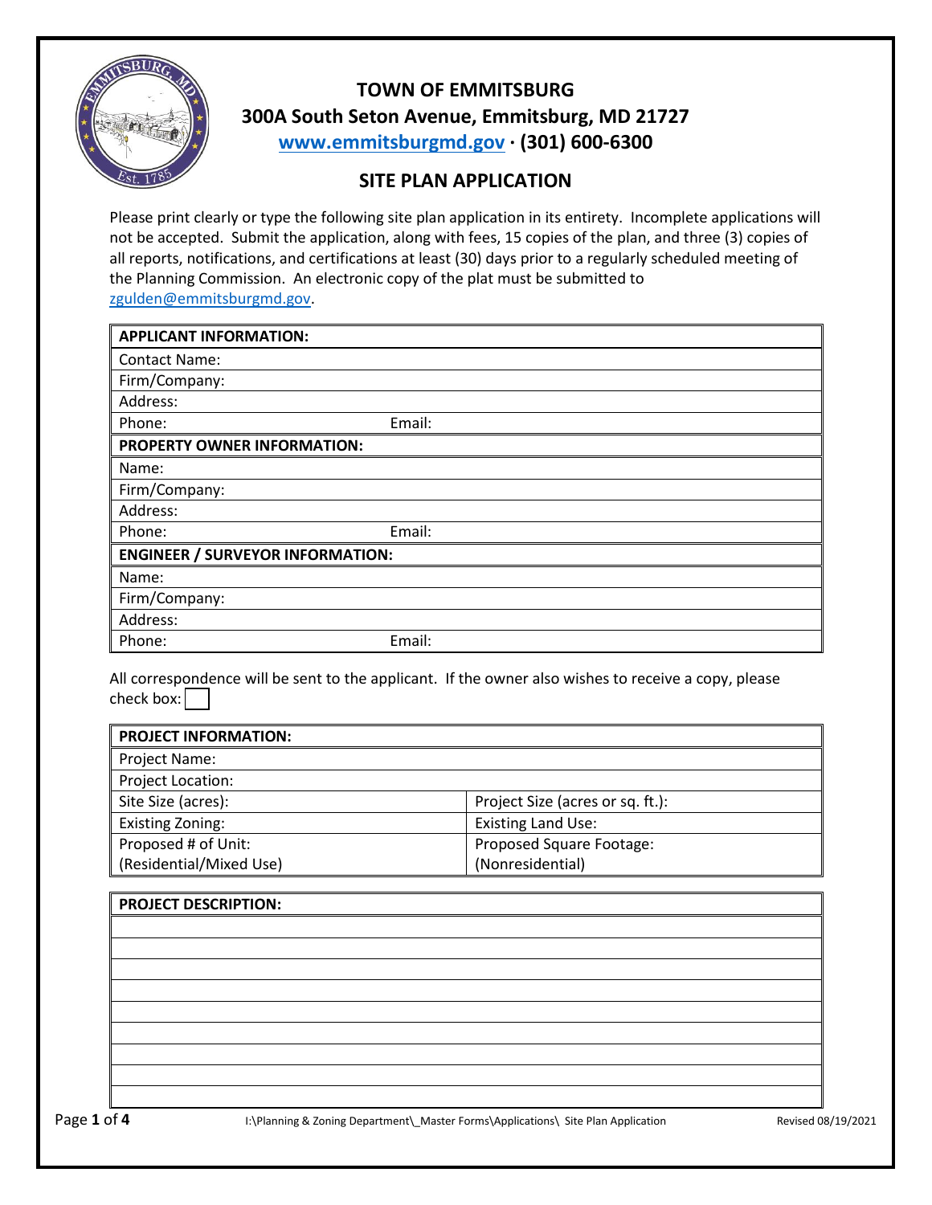# TOWN OF EMMITSBURG

**300A South Seton Avenue, Emmitsburg, MD 21727**

**www.emmitsburgmd.gov · (301) 600-6300**

## SITE PLAN APPLICATION

Please print clearly or type the following site plan application in its entirety. Incomplete applications will not be accepted. Submit the application, along with fees, 15 copies of the plan, and three (3) copies of all reports, notifications, and certifications at least (30) days prior to a regularly scheduled meeting of the Planning Commission. An electronic copy of the plat must be submitted to zgulden@emmitsburgmd.gov.

| **APPLICANT INFORMATION:** | |
|---|---|
| Contact Name: | |
| Firm/Company: | |
| Address: | |
| Phone: | Email: |
| **PROPERTY OWNER INFORMATION:** | |
| Name: | |
| Firm/Company: | |
| Address: | |
| Phone: | Email: |
| **ENGINEER / SURVEYOR INFORMATION:** | |
| Name: | |
| Firm/Company: | |
| Address: | |
| Phone: | Email: |

All correspondence will be sent to the applicant. If the owner also wishes to receive a copy, please check box: ☐

| **PROJECT INFORMATION:** | |
|---|---|
| Project Name: | |
| Project Location: | |
| Site Size (acres): | Project Size (acres or sq. ft.): |
| Existing Zoning: | Existing Land Use: |
| Proposed # of Unit: (Residential/Mixed Use) | Proposed Square Footage: (Nonresidential) |

| **PROJECT DESCRIPTION:** |
|---|
| |
| |
| |
| |
| |
| |
| |
| |
| |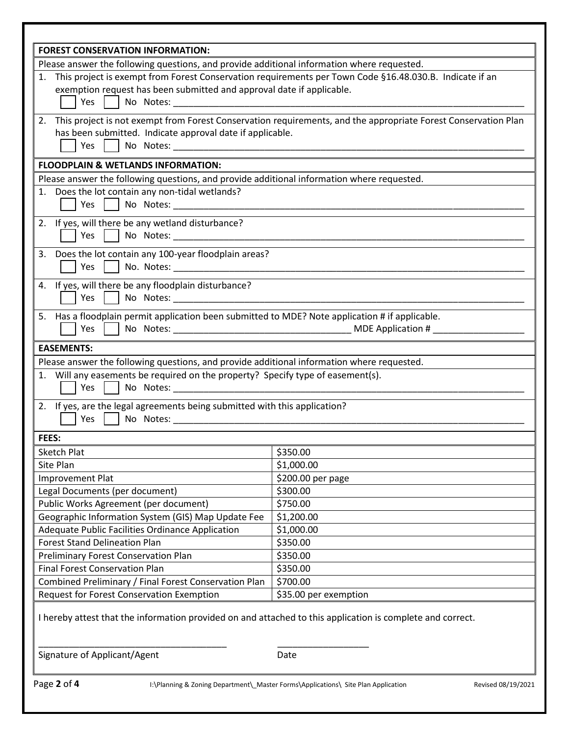## FOREST CONSERVATION INFORMATION:

Please answer the following questions, and provide additional information where requested.

1. This project is exempt from Forest Conservation requirements per Town Code §16.48.030.B. Indicate if an exemption request has been submitted and approval date if applicable.
   ☐ Yes ☐ No Notes: ______________________________________________________________________

2. This project is not exempt from Forest Conservation requirements, and the appropriate Forest Conservation Plan has been submitted. Indicate approval date if applicable.
   ☐ Yes ☐ No Notes: ______________________________________________________________________

## FLOODPLAIN & WETLANDS INFORMATION:

Please answer the following questions, and provide additional information where requested.

1. Does the lot contain any non-tidal wetlands?
   ☐ Yes ☐ No Notes: ______________________________________________________________________

2. If yes, will there be any wetland disturbance?
   ☐ Yes ☐ No Notes: ______________________________________________________________________

3. Does the lot contain any 100-year floodplain areas?
   ☐ Yes ☐ No. Notes: ______________________________________________________________________

4. If yes, will there be any floodplain disturbance?
   ☐ Yes ☐ No Notes: ______________________________________________________________________

5. Has a floodplain permit application been submitted to MDE? Note application # if applicable.
   ☐ Yes ☐ No Notes: ___________________________________ MDE Application # __________________

## EASEMENTS:

Please answer the following questions, and provide additional information where requested.

1. Will any easements be required on the property? Specify type of easement(s).
   ☐ Yes ☐ No Notes: ______________________________________________________________________

2. If yes, are the legal agreements being submitted with this application?
   ☐ Yes ☐ No Notes: ______________________________________________________________________

## FEES:

| | |
|---|---|
| Sketch Plat | $350.00 |
| Site Plan | $1,000.00 |
| Improvement Plat | $200.00 per page |
| Legal Documents (per document) | $300.00 |
| Public Works Agreement (per document) | $750.00 |
| Geographic Information System (GIS) Map Update Fee | $1,200.00 |
| Adequate Public Facilities Ordinance Application | $1,000.00 |
| Forest Stand Delineation Plan | $350.00 |
| Preliminary Forest Conservation Plan | $350.00 |
| Final Forest Conservation Plan | $350.00 |
| Combined Preliminary / Final Forest Conservation Plan | $700.00 |
| Request for Forest Conservation Exemption | $35.00 per exemption |

I hereby attest that the information provided on and attached to this application is complete and correct.

_____________________________________ __________________

Signature of Applicant/Agent Date

I:\Planning & Zoning Department\_Master Forms\Applications\ Site Plan Application Revised 08/19/2021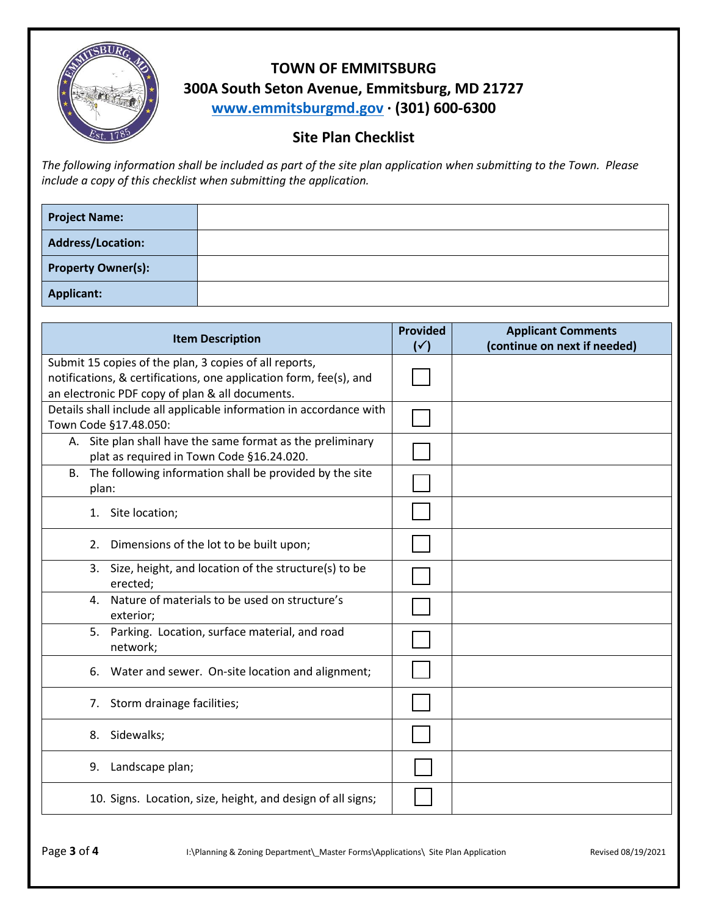# TOWN OF EMMITSBURG

**300A South Seton Avenue, Emmitsburg, MD 21727**

**www.emmitsburgmd.gov · (301) 600-6300**

## Site Plan Checklist

*The following information shall be included as part of the site plan application when submitting to the Town. Please include a copy of this checklist when submitting the application.*

| | |
|---|---|
| **Project Name:** | |
| **Address/Location:** | |
| **Property Owner(s):** | |
| **Applicant:** | |

| Item Description | Provided (✓) | Applicant Comments (continue on next if needed) |
|---|---|---|
| Submit 15 copies of the plan, 3 copies of all reports, notifications, & certifications, one application form, fee(s), and an electronic PDF copy of plan & all documents. | ☐ | |
| Details shall include all applicable information in accordance with Town Code §17.48.050: | ☐ | |
| A. Site plan shall have the same format as the preliminary plat as required in Town Code §16.24.020. | ☐ | |
| B. The following information shall be provided by the site plan: | ☐ | |
| 1. Site location; | ☐ | |
| 2. Dimensions of the lot to be built upon; | ☐ | |
| 3. Size, height, and location of the structure(s) to be erected; | ☐ | |
| 4. Nature of materials to be used on structure's exterior; | ☐ | |
| 5. Parking. Location, surface material, and road network; | ☐ | |
| 6. Water and sewer. On-site location and alignment; | ☐ | |
| 7. Storm drainage facilities; | ☐ | |
| 8. Sidewalks; | ☐ | |
| 9. Landscape plan; | ☐ | |
| 10. Signs. Location, size, height, and design of all signs; | ☐ | |

I:\Planning & Zoning Department\_Master Forms\Applications\ Site Plan Application

Revised 08/19/2021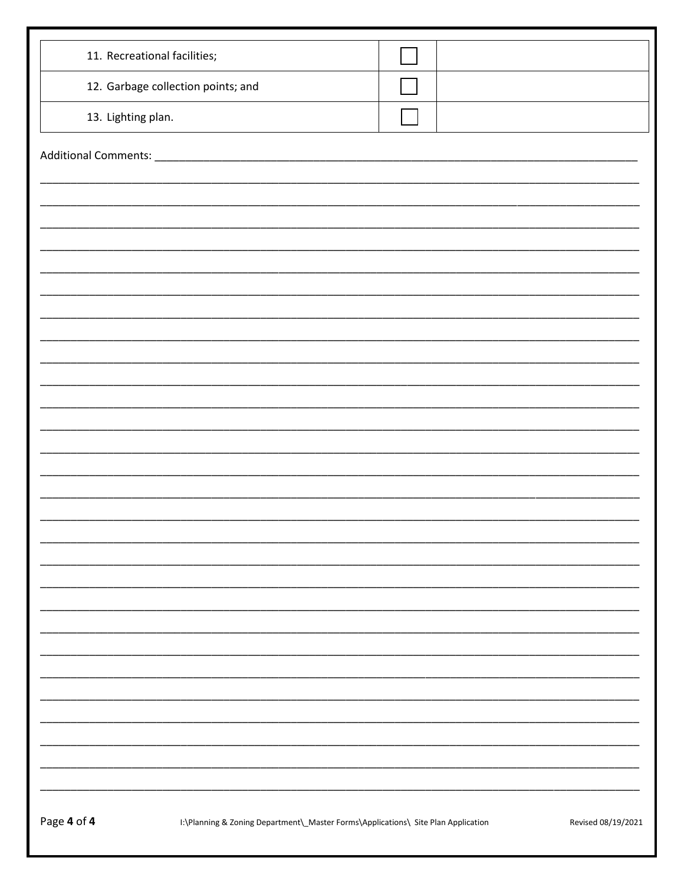| | | |
|---|---|---|
| 11. Recreational facilities; | ☐ | |
| 12. Garbage collection points; and | ☐ | |
| 13. Lighting plan. | ☐ | |

Additional Comments: ___________________________________________________________________________

I:\Planning & Zoning Department\_Master Forms\Applications\ Site Plan Application

Revised 08/19/2021